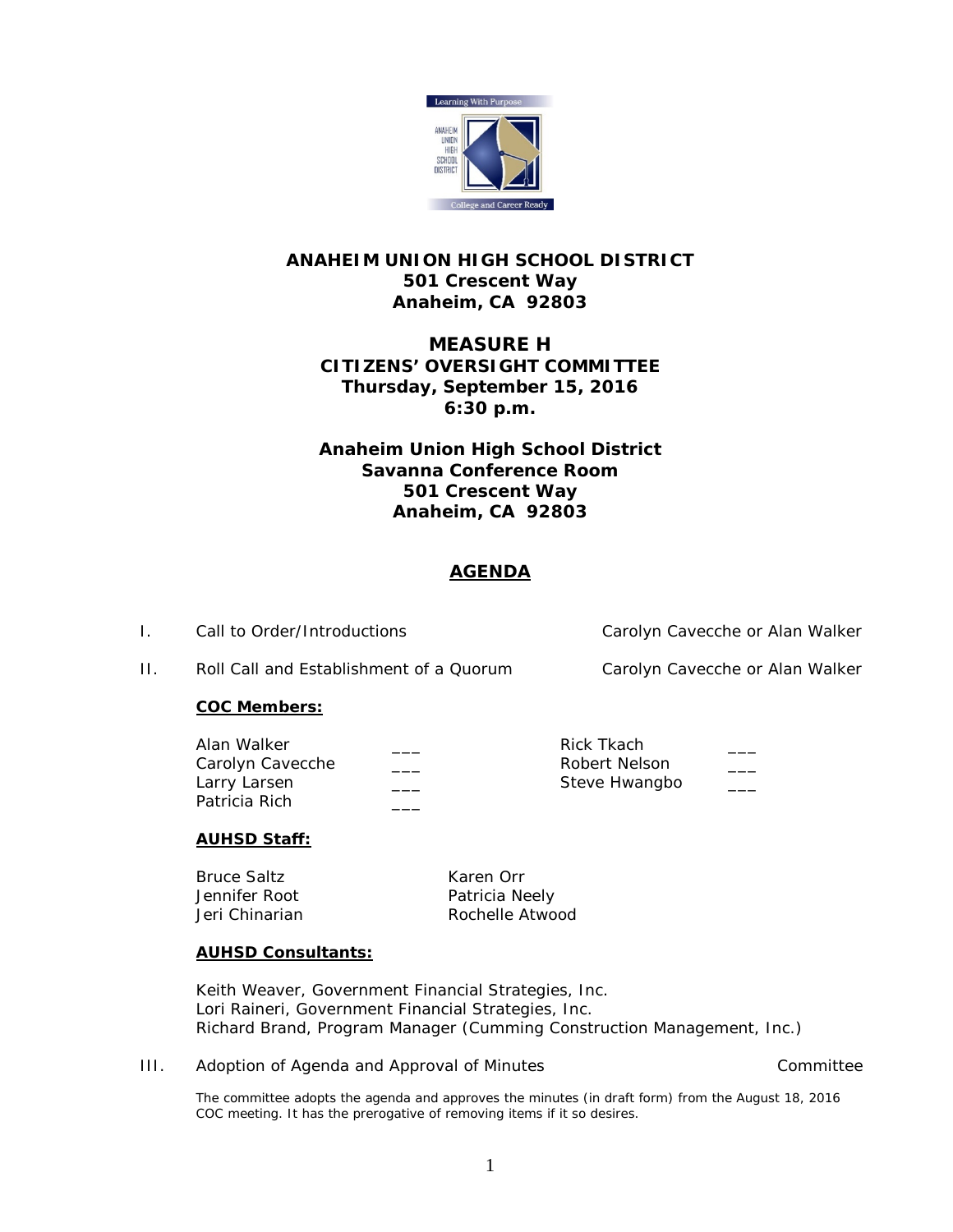# ANAHEIM UNION HIGH SCHOOL DISTRICT
**501 Crescent Way**
**Anaheim, CA 92803**

## MEASURE H
**CITIZENS' OVERSIGHT COMMITTEE**
**Thursday, September 15, 2016**
**6:30 p.m.**

**Anaheim Union High School District**
**Savanna Conference Room**
**501 Crescent Way**
**Anaheim, CA 92803**

## AGENDA

I. Call to Order/Introductions — Carolyn Cavecche or Alan Walker

II. Roll Call and Establishment of a Quorum — Carolyn Cavecche or Alan Walker

**COC Members:**

| | | | |
|---|---|---|---|
| Alan Walker | ___ | Rick Tkach | ___ |
| Carolyn Cavecche | ___ | Robert Nelson | ___ |
| Larry Larsen | ___ | Steve Hwangbo | ___ |
| Patricia Rich | ___ | | |

**AUHSD Staff:**

| | |
|---|---|
| Bruce Saltz | Karen Orr |
| Jennifer Root | Patricia Neely |
| Jeri Chinarian | Rochelle Atwood |

**AUHSD Consultants:**

Keith Weaver, Government Financial Strategies, Inc.
Lori Raineri, Government Financial Strategies, Inc.
Richard Brand, Program Manager (Cumming Construction Management, Inc.)

III. Adoption of Agenda and Approval of Minutes — Committee

The committee adopts the agenda and approves the minutes (in draft form) from the August 18, 2016 COC meeting. It has the prerogative of removing items if it so desires.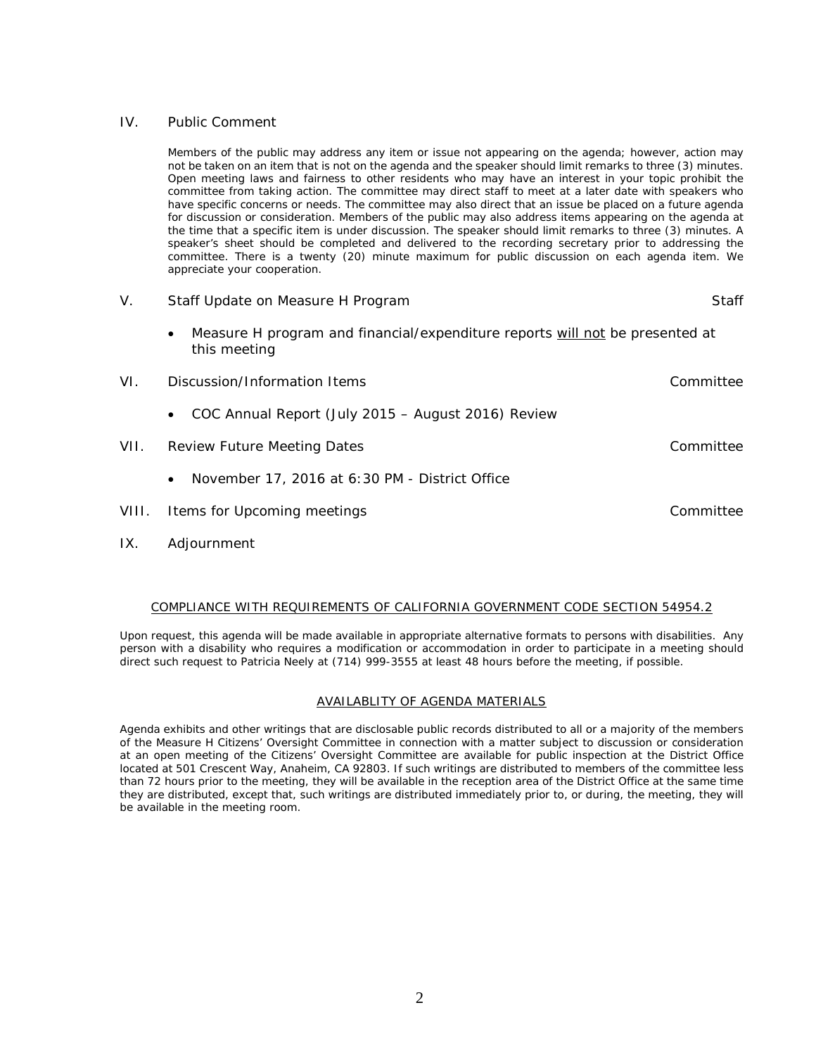IV. Public Comment

Members of the public may address any item or issue not appearing on the agenda; however, action may not be taken on an item that is not on the agenda and the speaker should limit remarks to three (3) minutes. Open meeting laws and fairness to other residents who may have an interest in your topic prohibit the committee from taking action. The committee may direct staff to meet at a later date with speakers who have specific concerns or needs. The committee may also direct that an issue be placed on a future agenda for discussion or consideration. Members of the public may also address items appearing on the agenda at the time that a specific item is under discussion. The speaker should limit remarks to three (3) minutes. A speaker's sheet should be completed and delivered to the recording secretary prior to addressing the committee. There is a twenty (20) minute maximum for public discussion on each agenda item. We appreciate your cooperation.

V. Staff Update on Measure H Program — Staff

- Measure H program and financial/expenditure reports <u>will not</u> be presented at this meeting

VI. Discussion/Information Items — Committee

- COC Annual Report (July 2015 – August 2016) Review

VII. Review Future Meeting Dates — Committee

- November 17, 2016 at 6:30 PM - District Office

VIII. Items for Upcoming meetings — Committee

IX. Adjournment

## COMPLIANCE WITH REQUIREMENTS OF CALIFORNIA GOVERNMENT CODE SECTION 54954.2

Upon request, this agenda will be made available in appropriate alternative formats to persons with disabilities. Any person with a disability who requires a modification or accommodation in order to participate in a meeting should direct such request to Patricia Neely at (714) 999-3555 at least 48 hours before the meeting, if possible.

## AVAILABLITY OF AGENDA MATERIALS

Agenda exhibits and other writings that are disclosable public records distributed to all or a majority of the members of the Measure H Citizens' Oversight Committee in connection with a matter subject to discussion or consideration at an open meeting of the Citizens' Oversight Committee are available for public inspection at the District Office located at 501 Crescent Way, Anaheim, CA 92803. If such writings are distributed to members of the committee less than 72 hours prior to the meeting, they will be available in the reception area of the District Office at the same time they are distributed, except that, such writings are distributed immediately prior to, or during, the meeting, they will be available in the meeting room.